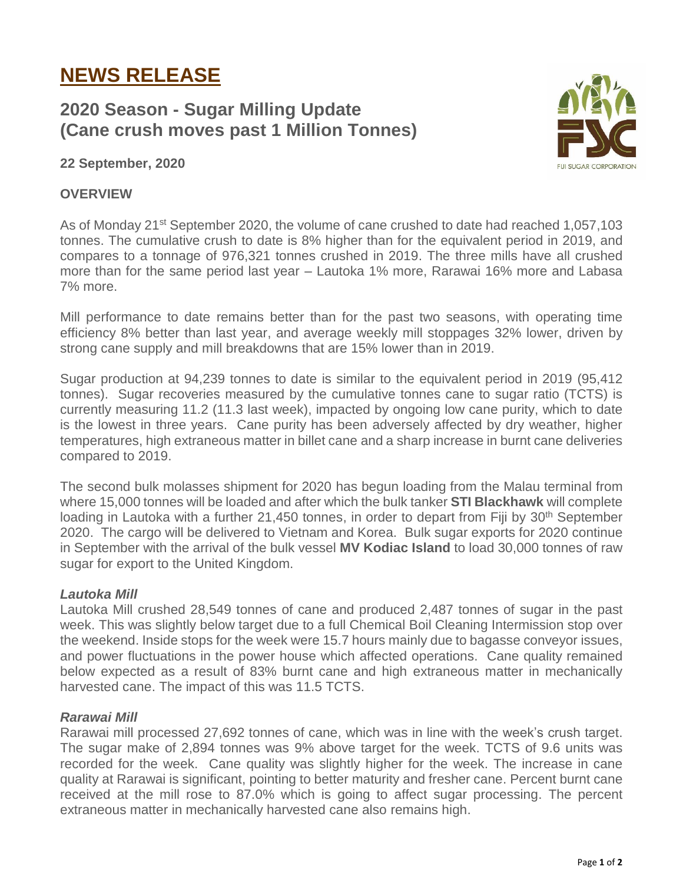# NEWS RELEASE

## 2020 Season - Sugar Milling Update (Cane crush moves past 1 Million Tonnes)

**22 September, 2020**

### OVERVIEW

As of Monday 21st September 2020, the volume of cane crushed to date had reached 1,057,103 tonnes. The cumulative crush to date is 8% higher than for the equivalent period in 2019, and compares to a tonnage of 976,321 tonnes crushed in 2019. The three mills have all crushed more than for the same period last year – Lautoka 1% more, Rarawai 16% more and Labasa 7% more.

Mill performance to date remains better than for the past two seasons, with operating time efficiency 8% better than last year, and average weekly mill stoppages 32% lower, driven by strong cane supply and mill breakdowns that are 15% lower than in 2019.

Sugar production at 94,239 tonnes to date is similar to the equivalent period in 2019 (95,412 tonnes). Sugar recoveries measured by the cumulative tonnes cane to sugar ratio (TCTS) is currently measuring 11.2 (11.3 last week), impacted by ongoing low cane purity, which to date is the lowest in three years. Cane purity has been adversely affected by dry weather, higher temperatures, high extraneous matter in billet cane and a sharp increase in burnt cane deliveries compared to 2019.

The second bulk molasses shipment for 2020 has begun loading from the Malau terminal from where 15,000 tonnes will be loaded and after which the bulk tanker **STI Blackhawk** will complete loading in Lautoka with a further 21,450 tonnes, in order to depart from Fiji by 30th September 2020. The cargo will be delivered to Vietnam and Korea. Bulk sugar exports for 2020 continue in September with the arrival of the bulk vessel **MV Kodiac Island** to load 30,000 tonnes of raw sugar for export to the United Kingdom.

#### *Lautoka Mill*

Lautoka Mill crushed 28,549 tonnes of cane and produced 2,487 tonnes of sugar in the past week. This was slightly below target due to a full Chemical Boil Cleaning Intermission stop over the weekend. Inside stops for the week were 15.7 hours mainly due to bagasse conveyor issues, and power fluctuations in the power house which affected operations. Cane quality remained below expected as a result of 83% burnt cane and high extraneous matter in mechanically harvested cane. The impact of this was 11.5 TCTS.

#### *Rarawai Mill*

Rarawai mill processed 27,692 tonnes of cane, which was in line with the week's crush target. The sugar make of 2,894 tonnes was 9% above target for the week. TCTS of 9.6 units was recorded for the week. Cane quality was slightly higher for the week. The increase in cane quality at Rarawai is significant, pointing to better maturity and fresher cane. Percent burnt cane received at the mill rose to 87.0% which is going to affect sugar processing. The percent extraneous matter in mechanically harvested cane also remains high.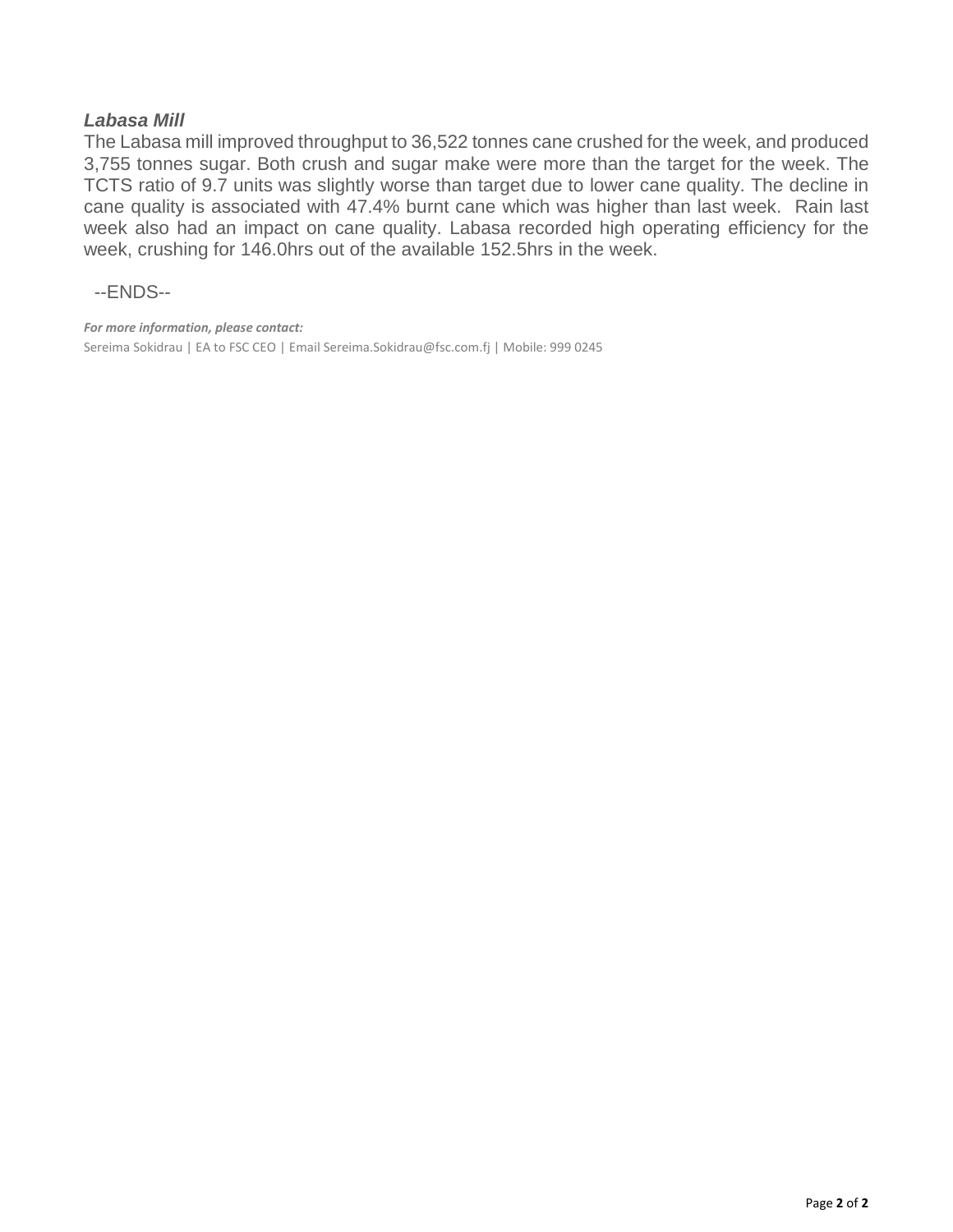### *Labasa Mill*

The Labasa mill improved throughput to 36,522 tonnes cane crushed for the week, and produced 3,755 tonnes sugar. Both crush and sugar make were more than the target for the week. The TCTS ratio of 9.7 units was slightly worse than target due to lower cane quality. The decline in cane quality is associated with 47.4% burnt cane which was higher than last week. Rain last week also had an impact on cane quality. Labasa recorded high operating efficiency for the week, crushing for 146.0hrs out of the available 152.5hrs in the week.

--ENDS--

***For more information, please contact:***

Sereima Sokidrau | EA to FSC CEO | Email Sereima.Sokidrau@fsc.com.fj | Mobile: 999 0245